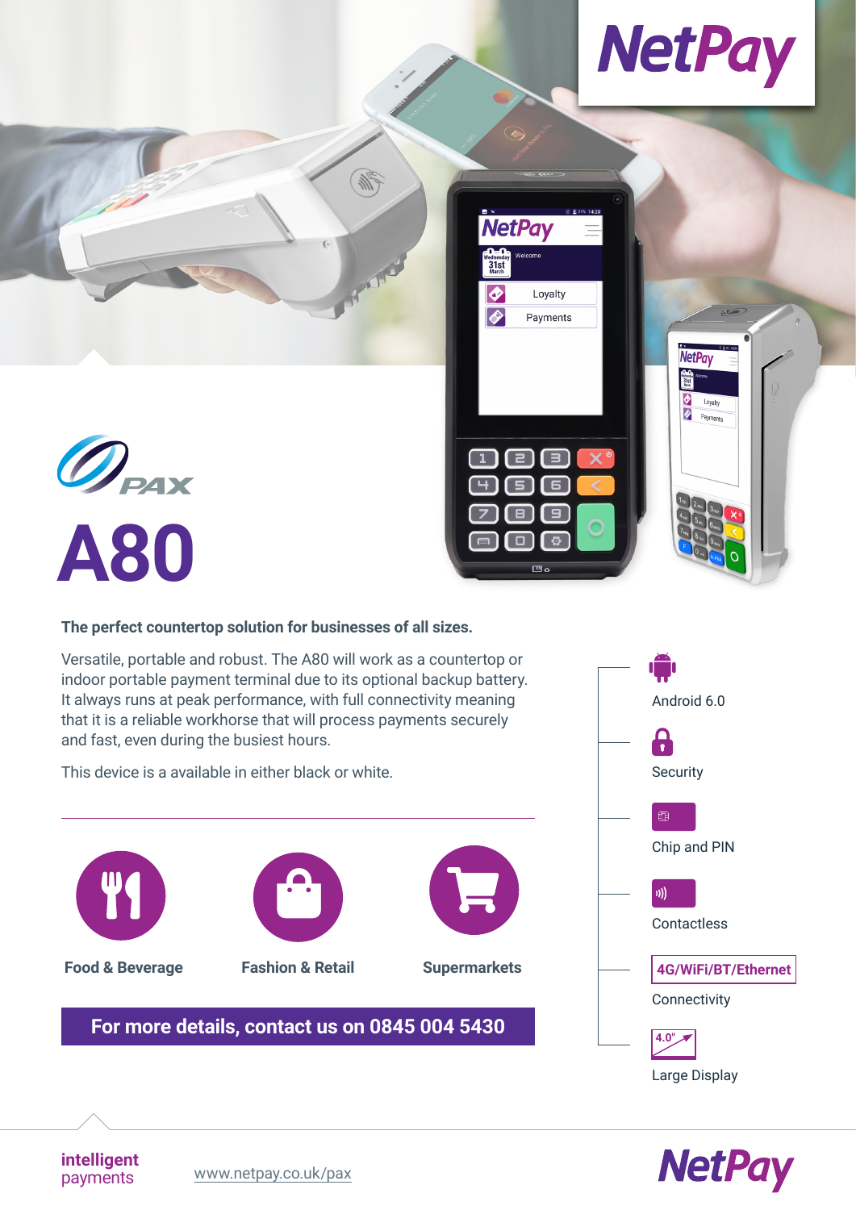NetPay

PAX

# A80

**The perfect countertop solution for businesses of all sizes.**

Versatile, portable and robust. The A80 will work as a countertop or indoor portable payment terminal due to its optional backup battery. It always runs at peak performance, with full connectivity meaning that it is a reliable workhorse that will process payments securely and fast, even during the busiest hours.

This device is a available in either black or white.

- Food & Beverage
- Fashion & Retail
- Supermarkets

**For more details, contact us on 0845 004 5430**

- Android 6.0
- Security
- Chip and PIN
- Contactless
- 4G/WiFi/BT/Ethernet Connectivity
- 4.0" Large Display

intelligent payments

www.netpay.co.uk/pax

NetPay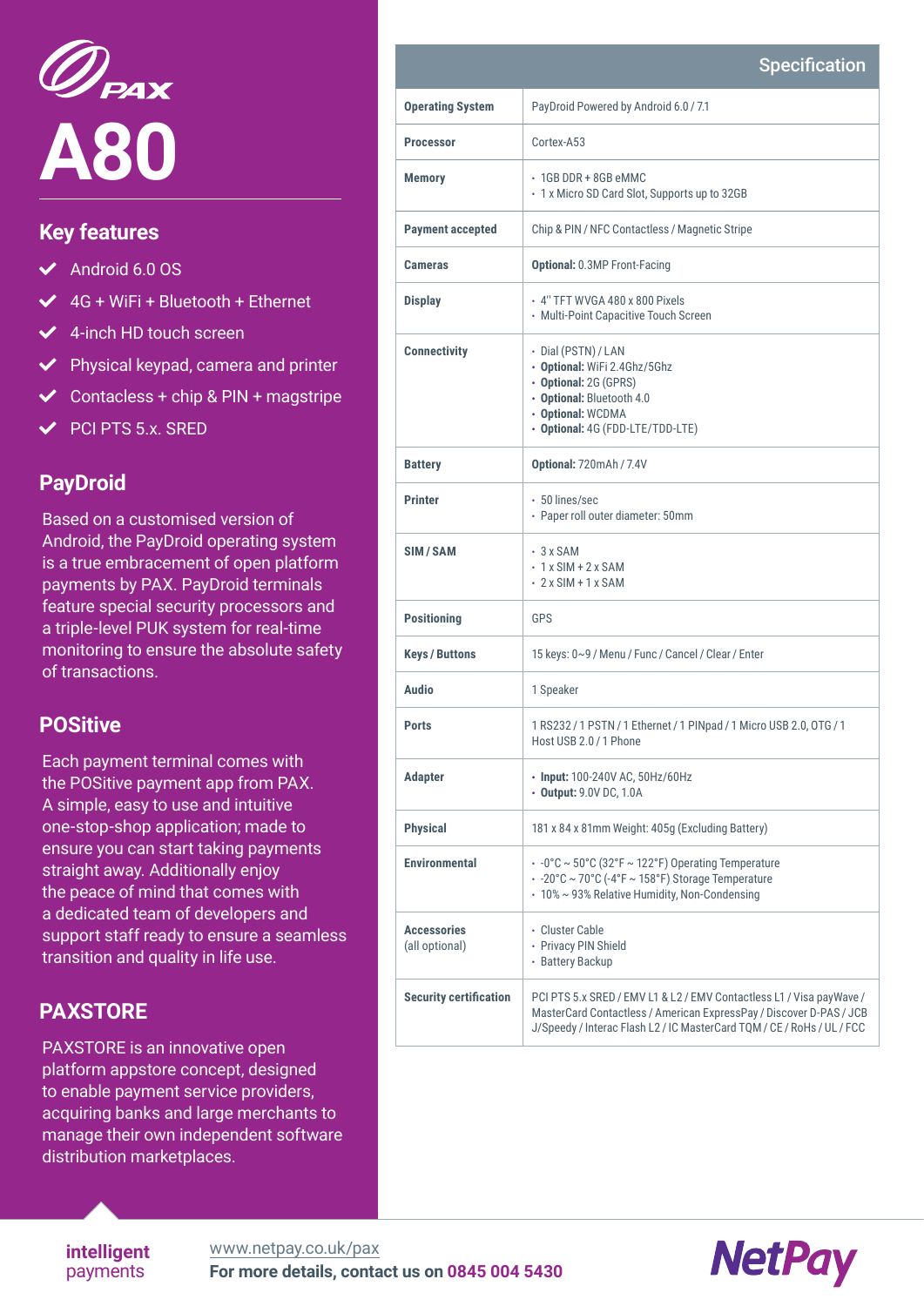PAX

# A80

## Key features

- Android 6.0 OS
- 4G + WiFi + Bluetooth + Ethernet
- 4-inch HD touch screen
- Physical keypad, camera and printer
- Contacless + chip & PIN + magstripe
- PCI PTS 5.x. SRED

## PayDroid

Based on a customised version of Android, the PayDroid operating system is a true embracement of open platform payments by PAX. PayDroid terminals feature special security processors and a triple-level PUK system for real-time monitoring to ensure the absolute safety of transactions.

## POSitive

Each payment terminal comes with the POSitive payment app from PAX. A simple, easy to use and intuitive one-stop-shop application; made to ensure you can start taking payments straight away. Additionally enjoy the peace of mind that comes with a dedicated team of developers and support staff ready to ensure a seamless transition and quality in life use.

## PAXSTORE

PAXSTORE is an innovative open platform appstore concept, designed to enable payment service providers, acquiring banks and large merchants to manage their own independent software distribution marketplaces.

## Specification

| | |
|---|---|
| **Operating System** | PayDroid Powered by Android 6.0 / 7.1 |
| **Processor** | Cortex-A53 |
| **Memory** | • 1GB DDR + 8GB eMMC<br>• 1 x Micro SD Card Slot, Supports up to 32GB |
| **Payment accepted** | Chip & PIN / NFC Contactless / Magnetic Stripe |
| **Cameras** | **Optional:** 0.3MP Front-Facing |
| **Display** | • 4" TFT WVGA 480 x 800 Pixels<br>• Multi-Point Capacitive Touch Screen |
| **Connectivity** | • Dial (PSTN) / LAN<br>• **Optional:** WiFi 2.4Ghz/5Ghz<br>• **Optional:** 2G (GPRS)<br>• **Optional:** Bluetooth 4.0<br>• **Optional:** WCDMA<br>• **Optional:** 4G (FDD-LTE/TDD-LTE) |
| **Battery** | **Optional:** 720mAh / 7.4V |
| **Printer** | • 50 lines/sec<br>• Paper roll outer diameter: 50mm |
| **SIM / SAM** | • 3 x SAM<br>• 1 x SIM + 2 x SAM<br>• 2 x SIM + 1 x SAM |
| **Positioning** | GPS |
| **Keys / Buttons** | 15 keys: 0~9 / Menu / Func / Cancel / Clear / Enter |
| **Audio** | 1 Speaker |
| **Ports** | 1 RS232 / 1 PSTN / 1 Ethernet / 1 PINpad / 1 Micro USB 2.0, OTG / 1 Host USB 2.0 / 1 Phone |
| **Adapter** | • **Input:** 100-240V AC, 50Hz/60Hz<br>• **Output:** 9.0V DC, 1.0A |
| **Physical** | 181 x 84 x 81mm Weight: 405g (Excluding Battery) |
| **Environmental** | • -0°C ~ 50°C (32°F ~ 122°F) Operating Temperature<br>• -20°C ~ 70°C (-4°F ~ 158°F) Storage Temperature<br>• 10% ~ 93% Relative Humidity, Non-Condensing |
| **Accessories** (all optional) | • Cluster Cable<br>• Privacy PIN Shield<br>• Battery Backup |
| **Security certification** | PCI PTS 5.x SRED / EMV L1 & L2 / EMV Contactless L1 / Visa payWave / MasterCard Contactless / American ExpressPay / Discover D-PAS / JCB J/Speedy / Interac Flash L2 / IC MasterCard TQM / CE / RoHs / UL / FCC |

**intelligent** payments

www.netpay.co.uk/pax

**For more details, contact us on 0845 004 5430**

NetPay